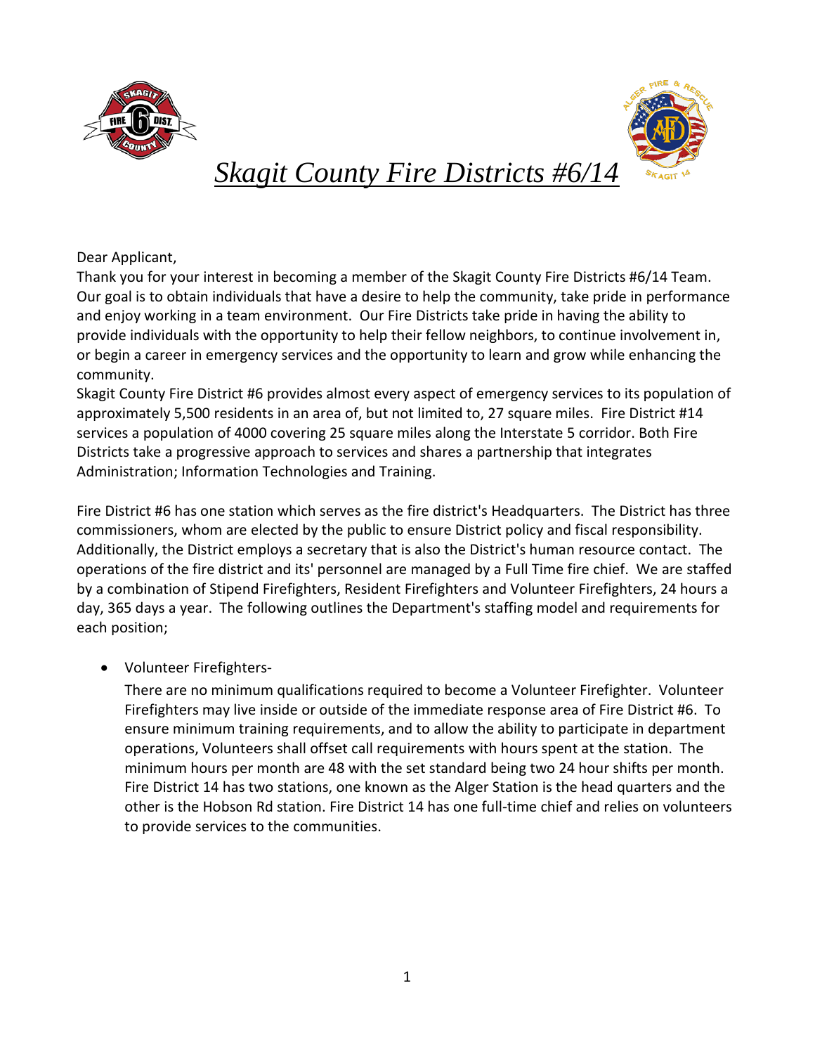# *Skagit County Fire Districts #6/14*

Dear Applicant,

Thank you for your interest in becoming a member of the Skagit County Fire Districts #6/14 Team. Our goal is to obtain individuals that have a desire to help the community, take pride in performance and enjoy working in a team environment. Our Fire Districts take pride in having the ability to provide individuals with the opportunity to help their fellow neighbors, to continue involvement in, or begin a career in emergency services and the opportunity to learn and grow while enhancing the community.

Skagit County Fire District #6 provides almost every aspect of emergency services to its population of approximately 5,500 residents in an area of, but not limited to, 27 square miles. Fire District #14 services a population of 4000 covering 25 square miles along the Interstate 5 corridor. Both Fire Districts take a progressive approach to services and shares a partnership that integrates Administration; Information Technologies and Training.

Fire District #6 has one station which serves as the fire district's Headquarters. The District has three commissioners, whom are elected by the public to ensure District policy and fiscal responsibility. Additionally, the District employs a secretary that is also the District's human resource contact. The operations of the fire district and its' personnel are managed by a Full Time fire chief. We are staffed by a combination of Stipend Firefighters, Resident Firefighters and Volunteer Firefighters, 24 hours a day, 365 days a year. The following outlines the Department's staffing model and requirements for each position;

- Volunteer Firefighters-

  There are no minimum qualifications required to become a Volunteer Firefighter. Volunteer Firefighters may live inside or outside of the immediate response area of Fire District #6. To ensure minimum training requirements, and to allow the ability to participate in department operations, Volunteers shall offset call requirements with hours spent at the station. The minimum hours per month are 48 with the set standard being two 24 hour shifts per month. Fire District 14 has two stations, one known as the Alger Station is the head quarters and the other is the Hobson Rd station. Fire District 14 has one full-time chief and relies on volunteers to provide services to the communities.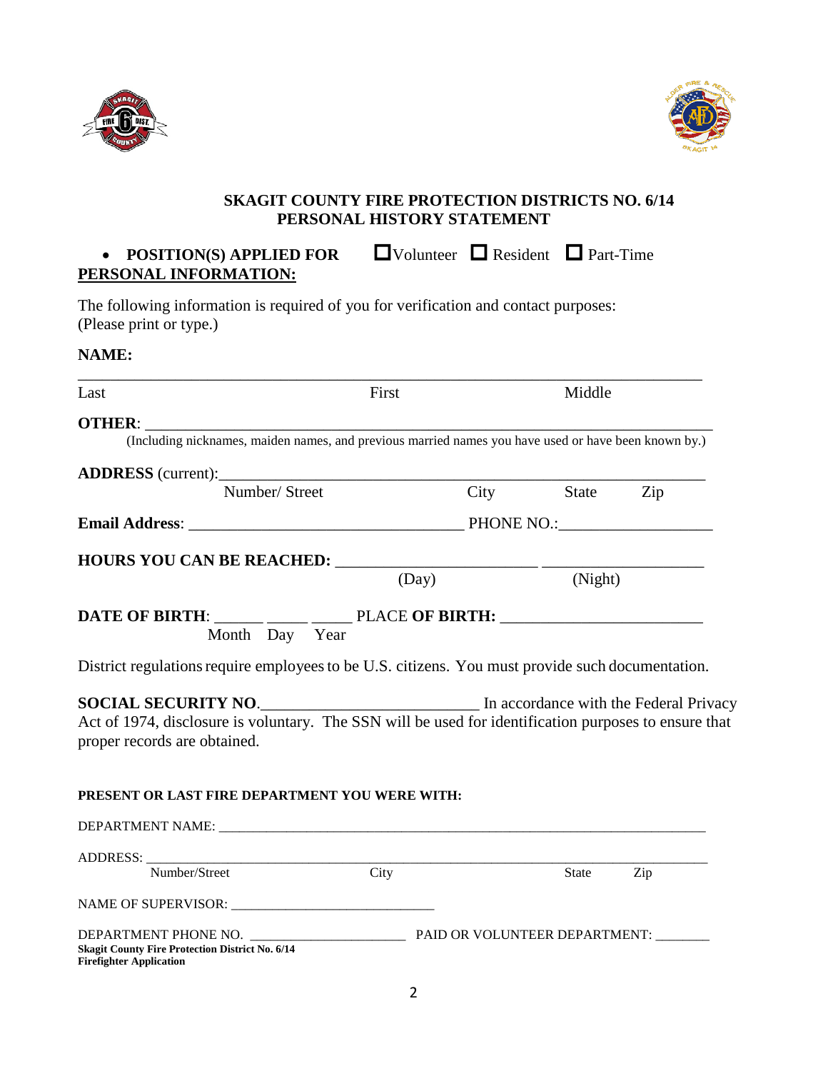## SKAGIT COUNTY FIRE PROTECTION DISTRICTS NO. 6/14
## PERSONAL HISTORY STATEMENT

- **POSITION(S) APPLIED FOR** ☐ Volunteer ☐ Resident ☐ Part-Time

**PERSONAL INFORMATION:**

The following information is required of you for verification and contact purposes:
(Please print or type.)

**NAME:**

________________________________________________________________________

Last First Middle

**OTHER**: ____________________________________________________________
(Including nicknames, maiden names, and previous married names you have used or have been known by.)

**ADDRESS** (current):___________________________________________________
Number/ Street City State Zip

**Email Address**: _________________________________ PHONE NO.:__________________

**HOURS YOU CAN BE REACHED:** ________________________ ___________________
(Day) (Night)

**DATE OF BIRTH**: ______ _____ _____ PLACE **OF BIRTH:** ________________________
Month Day Year

District regulations require employees to be U.S. citizens. You must provide such documentation.

**SOCIAL SECURITY NO**.___________________________ In accordance with the Federal Privacy Act of 1974, disclosure is voluntary. The SSN will be used for identification purposes to ensure that proper records are obtained.

**PRESENT OR LAST FIRE DEPARTMENT YOU WERE WITH:**

DEPARTMENT NAME: ______________________________________________________________

ADDRESS: _____________________________________________________________________
Number/Street City State Zip

NAME OF SUPERVISOR: ____________________________

DEPARTMENT PHONE NO. ______________________ PAID OR VOLUNTEER DEPARTMENT: ________

**Skagit County Fire Protection District No. 6/14**
**Firefighter Application**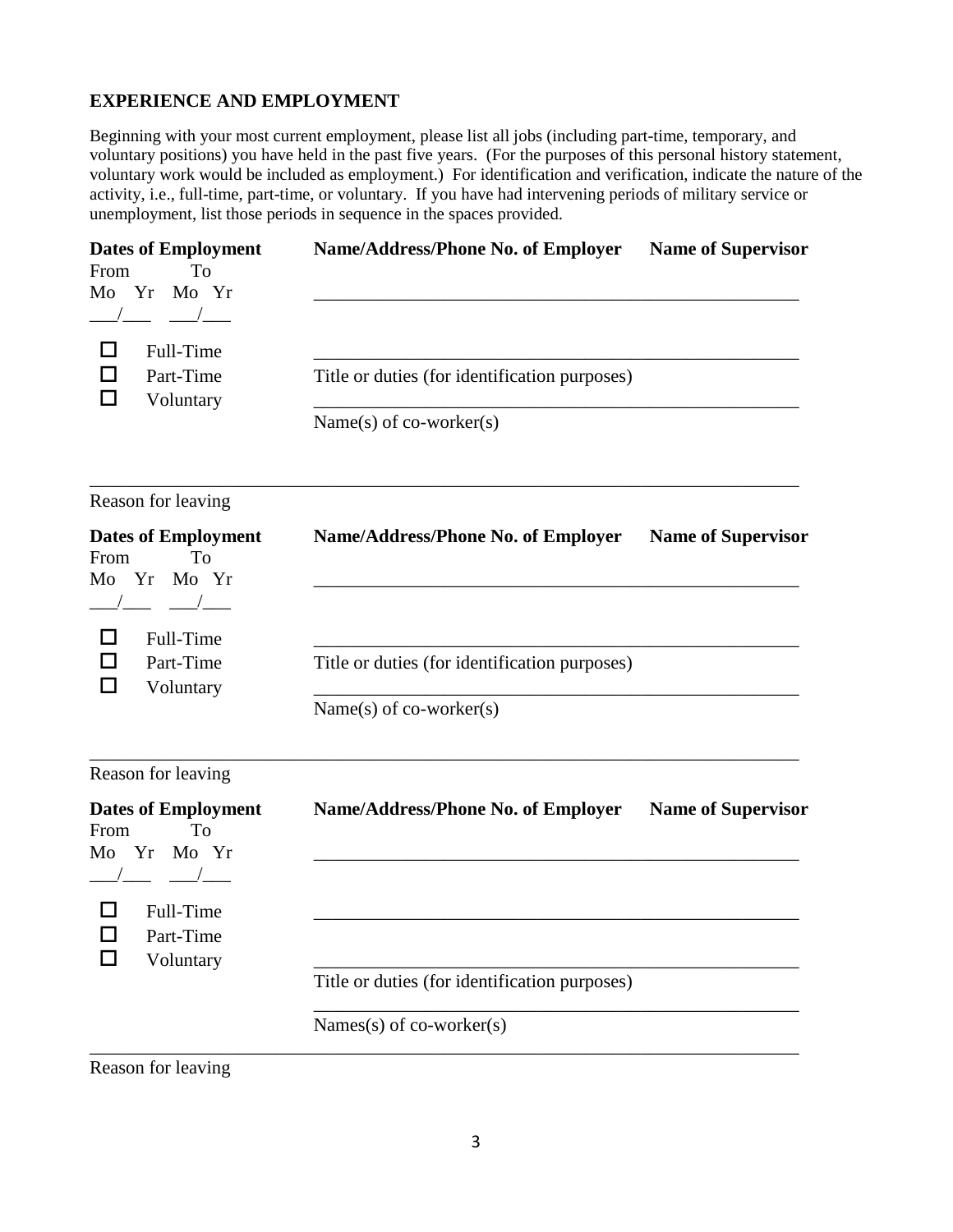## EXPERIENCE AND EMPLOYMENT

Beginning with your most current employment, please list all jobs (including part-time, temporary, and voluntary positions) you have held in the past five years. (For the purposes of this personal history statement, voluntary work would be included as employment.) For identification and verification, indicate the nature of the activity, i.e., full-time, part-time, or voluntary. If you have had intervening periods of military service or unemployment, list those periods in sequence in the spaces provided.

**Dates of Employment** **Name/Address/Phone No. of Employer** **Name of Supervisor**

From To
Mo Yr Mo Yr
\_\_\_/\_\_\_ \_\_\_/\_\_\_ \_\_\_\_\_\_\_\_\_\_\_\_\_\_\_\_\_\_\_\_\_\_\_\_\_\_\_\_\_\_\_\_\_\_\_\_\_\_\_\_\_\_\_\_\_\_\_\_\_\_\_\_\_\_

☐ Full-Time \_\_\_\_\_\_\_\_\_\_\_\_\_\_\_\_\_\_\_\_\_\_\_\_\_\_\_\_\_\_\_\_\_\_\_\_\_\_\_\_\_\_\_\_\_\_\_\_\_\_\_\_\_\_

☐ Part-Time Title or duties (for identification purposes)

☐ Voluntary \_\_\_\_\_\_\_\_\_\_\_\_\_\_\_\_\_\_\_\_\_\_\_\_\_\_\_\_\_\_\_\_\_\_\_\_\_\_\_\_\_\_\_\_\_\_\_\_\_\_\_\_\_\_

Name(s) of co-worker(s)

\_\_\_\_\_\_\_\_\_\_\_\_\_\_\_\_\_\_\_\_\_\_\_\_\_\_\_\_\_\_\_\_\_\_\_\_\_\_\_\_\_\_\_\_\_\_\_\_\_\_\_\_\_\_\_\_\_\_\_\_\_\_\_\_\_\_\_\_\_\_\_\_\_\_\_\_\_\_\_\_\_\_\_\_
Reason for leaving

**Dates of Employment** **Name/Address/Phone No. of Employer** **Name of Supervisor**

From To
Mo Yr Mo Yr
\_\_\_/\_\_\_ \_\_\_/\_\_\_ \_\_\_\_\_\_\_\_\_\_\_\_\_\_\_\_\_\_\_\_\_\_\_\_\_\_\_\_\_\_\_\_\_\_\_\_\_\_\_\_\_\_\_\_\_\_\_\_\_\_\_\_\_\_

☐ Full-Time \_\_\_\_\_\_\_\_\_\_\_\_\_\_\_\_\_\_\_\_\_\_\_\_\_\_\_\_\_\_\_\_\_\_\_\_\_\_\_\_\_\_\_\_\_\_\_\_\_\_\_\_\_\_

☐ Part-Time Title or duties (for identification purposes)

☐ Voluntary \_\_\_\_\_\_\_\_\_\_\_\_\_\_\_\_\_\_\_\_\_\_\_\_\_\_\_\_\_\_\_\_\_\_\_\_\_\_\_\_\_\_\_\_\_\_\_\_\_\_\_\_\_\_

Name(s) of co-worker(s)

\_\_\_\_\_\_\_\_\_\_\_\_\_\_\_\_\_\_\_\_\_\_\_\_\_\_\_\_\_\_\_\_\_\_\_\_\_\_\_\_\_\_\_\_\_\_\_\_\_\_\_\_\_\_\_\_\_\_\_\_\_\_\_\_\_\_\_\_\_\_\_\_\_\_\_\_\_\_\_\_\_\_\_\_
Reason for leaving

**Dates of Employment** **Name/Address/Phone No. of Employer** **Name of Supervisor**

From To
Mo Yr Mo Yr
\_\_\_/\_\_\_ \_\_\_/\_\_\_ \_\_\_\_\_\_\_\_\_\_\_\_\_\_\_\_\_\_\_\_\_\_\_\_\_\_\_\_\_\_\_\_\_\_\_\_\_\_\_\_\_\_\_\_\_\_\_\_\_\_\_\_\_\_

☐ Full-Time \_\_\_\_\_\_\_\_\_\_\_\_\_\_\_\_\_\_\_\_\_\_\_\_\_\_\_\_\_\_\_\_\_\_\_\_\_\_\_\_\_\_\_\_\_\_\_\_\_\_\_\_\_\_

☐ Part-Time

☐ Voluntary \_\_\_\_\_\_\_\_\_\_\_\_\_\_\_\_\_\_\_\_\_\_\_\_\_\_\_\_\_\_\_\_\_\_\_\_\_\_\_\_\_\_\_\_\_\_\_\_\_\_\_\_\_\_

Title or duties (for identification purposes)

\_\_\_\_\_\_\_\_\_\_\_\_\_\_\_\_\_\_\_\_\_\_\_\_\_\_\_\_\_\_\_\_\_\_\_\_\_\_\_\_\_\_\_\_\_\_\_\_\_\_\_\_\_\_

Names(s) of co-worker(s)

\_\_\_\_\_\_\_\_\_\_\_\_\_\_\_\_\_\_\_\_\_\_\_\_\_\_\_\_\_\_\_\_\_\_\_\_\_\_\_\_\_\_\_\_\_\_\_\_\_\_\_\_\_\_\_\_\_\_\_\_\_\_\_\_\_\_\_\_\_\_\_\_\_\_\_\_\_\_\_\_\_\_\_\_
Reason for leaving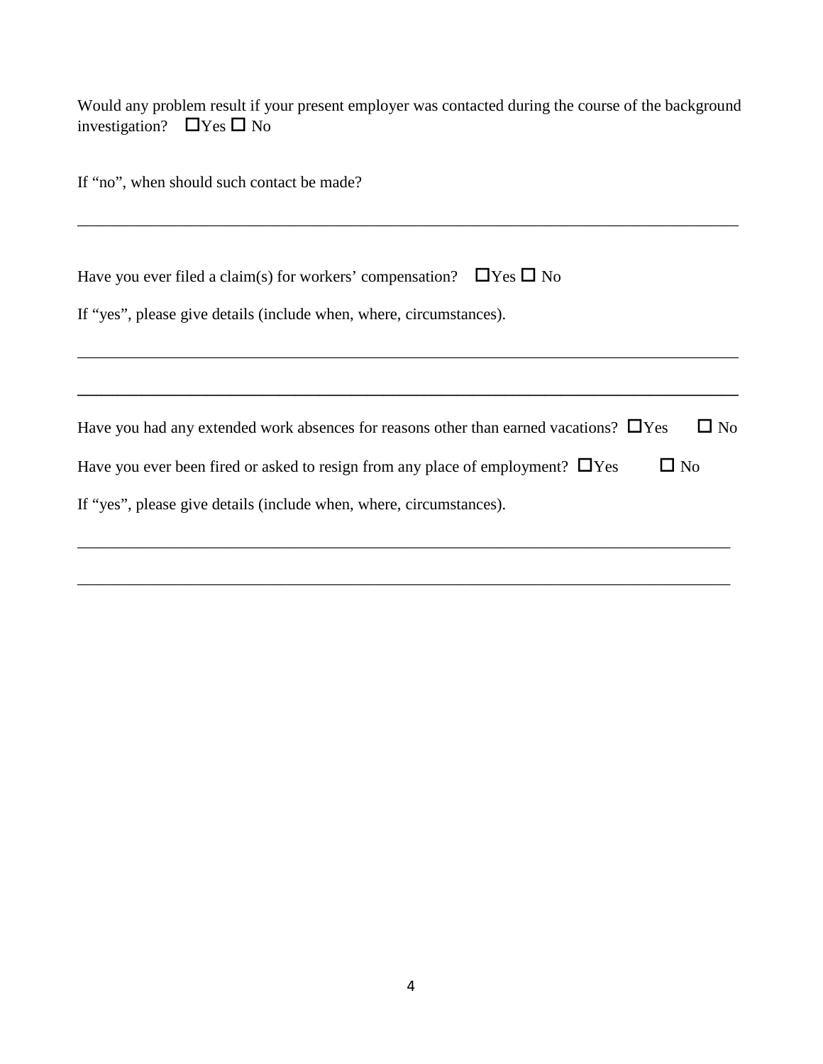Would any problem result if your present employer was contacted during the course of the background investigation? ☐Yes ☐ No

If “no”, when should such contact be made?

\_\_\_\_\_\_\_\_\_\_\_\_\_\_\_\_\_\_\_\_\_\_\_\_\_\_\_\_\_\_\_\_\_\_\_\_\_\_\_\_\_\_\_\_\_\_\_\_\_\_\_\_\_\_\_\_\_\_\_\_\_\_\_\_\_\_\_\_\_\_\_\_\_\_\_\_\_\_

Have you ever filed a claim(s) for workers’ compensation? ☐Yes ☐ No

If “yes”, please give details (include when, where, circumstances).

\_\_\_\_\_\_\_\_\_\_\_\_\_\_\_\_\_\_\_\_\_\_\_\_\_\_\_\_\_\_\_\_\_\_\_\_\_\_\_\_\_\_\_\_\_\_\_\_\_\_\_\_\_\_\_\_\_\_\_\_\_\_\_\_\_\_\_\_\_\_\_\_\_\_\_\_\_\_

\_\_\_\_\_\_\_\_\_\_\_\_\_\_\_\_\_\_\_\_\_\_\_\_\_\_\_\_\_\_\_\_\_\_\_\_\_\_\_\_\_\_\_\_\_\_\_\_\_\_\_\_\_\_\_\_\_\_\_\_\_\_\_\_\_\_\_\_\_\_\_\_\_\_\_\_\_\_

Have you had any extended work absences for reasons other than earned vacations? ☐Yes ☐ No

Have you ever been fired or asked to resign from any place of employment? ☐Yes ☐ No

If “yes”, please give details (include when, where, circumstances).

\_\_\_\_\_\_\_\_\_\_\_\_\_\_\_\_\_\_\_\_\_\_\_\_\_\_\_\_\_\_\_\_\_\_\_\_\_\_\_\_\_\_\_\_\_\_\_\_\_\_\_\_\_\_\_\_\_\_\_\_\_\_\_\_\_\_\_\_\_\_\_\_\_\_\_\_\_\_

\_\_\_\_\_\_\_\_\_\_\_\_\_\_\_\_\_\_\_\_\_\_\_\_\_\_\_\_\_\_\_\_\_\_\_\_\_\_\_\_\_\_\_\_\_\_\_\_\_\_\_\_\_\_\_\_\_\_\_\_\_\_\_\_\_\_\_\_\_\_\_\_\_\_\_\_\_\_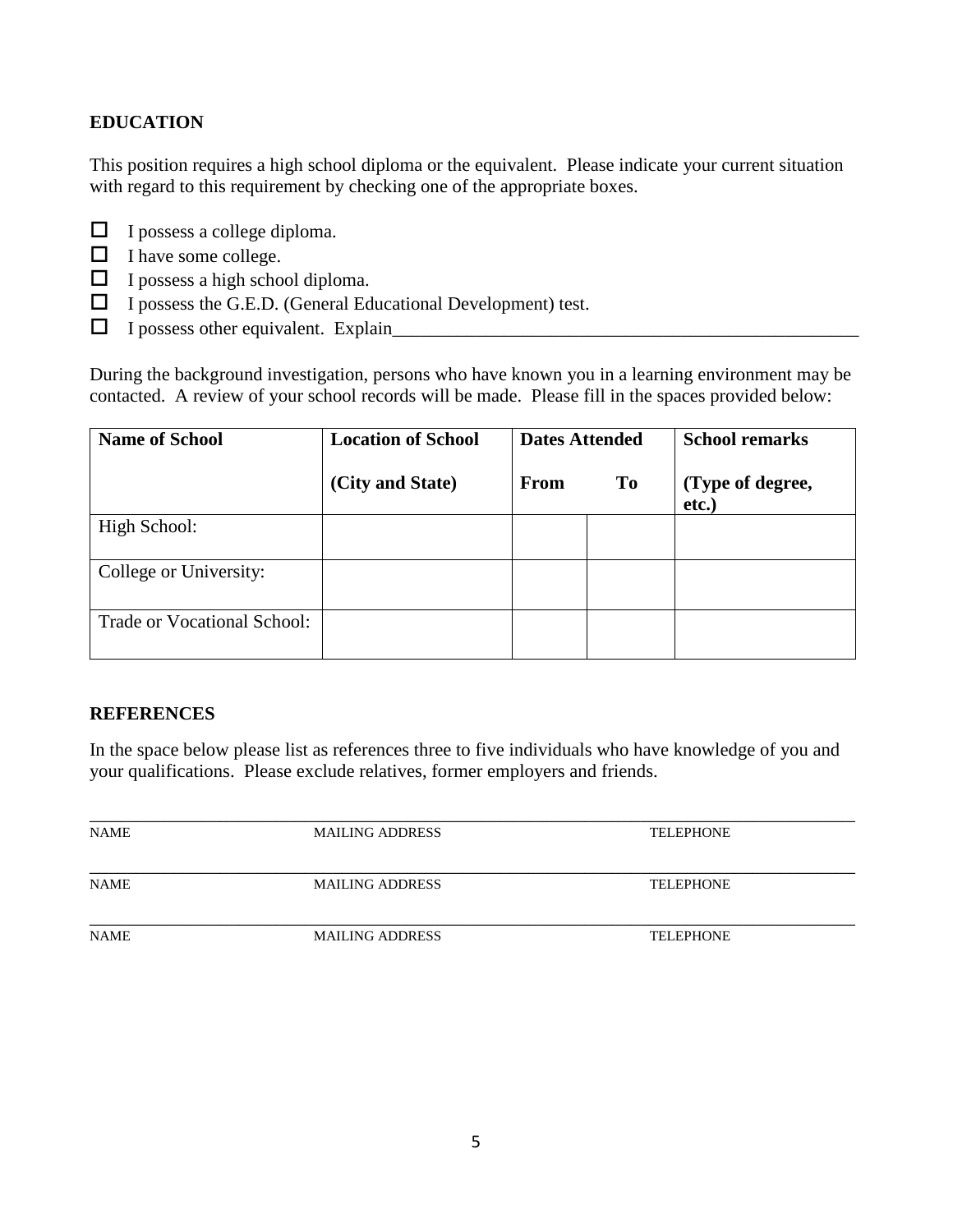## EDUCATION

This position requires a high school diploma or the equivalent. Please indicate your current situation with regard to this requirement by checking one of the appropriate boxes.

- ☐ I possess a college diploma.
- ☐ I have some college.
- ☐ I possess a high school diploma.
- ☐ I possess the G.E.D. (General Educational Development) test.
- ☐ I possess other equivalent. Explain_____________________________________________________

During the background investigation, persons who have known you in a learning environment may be contacted. A review of your school records will be made. Please fill in the spaces provided below:

| **Name of School** | **Location of School** (City and State) | **Dates Attended** From | To | **School remarks** (Type of degree, etc.) |
|---|---|---|---|---|
| High School: | | | | |
| College or University: | | | | |
| Trade or Vocational School: | | | | |

## REFERENCES

In the space below please list as references three to five individuals who have knowledge of you and your qualifications. Please exclude relatives, former employers and friends.

_____________________________________________________________________________
NAME MAILING ADDRESS TELEPHONE

_____________________________________________________________________________
NAME MAILING ADDRESS TELEPHONE

_____________________________________________________________________________
NAME MAILING ADDRESS TELEPHONE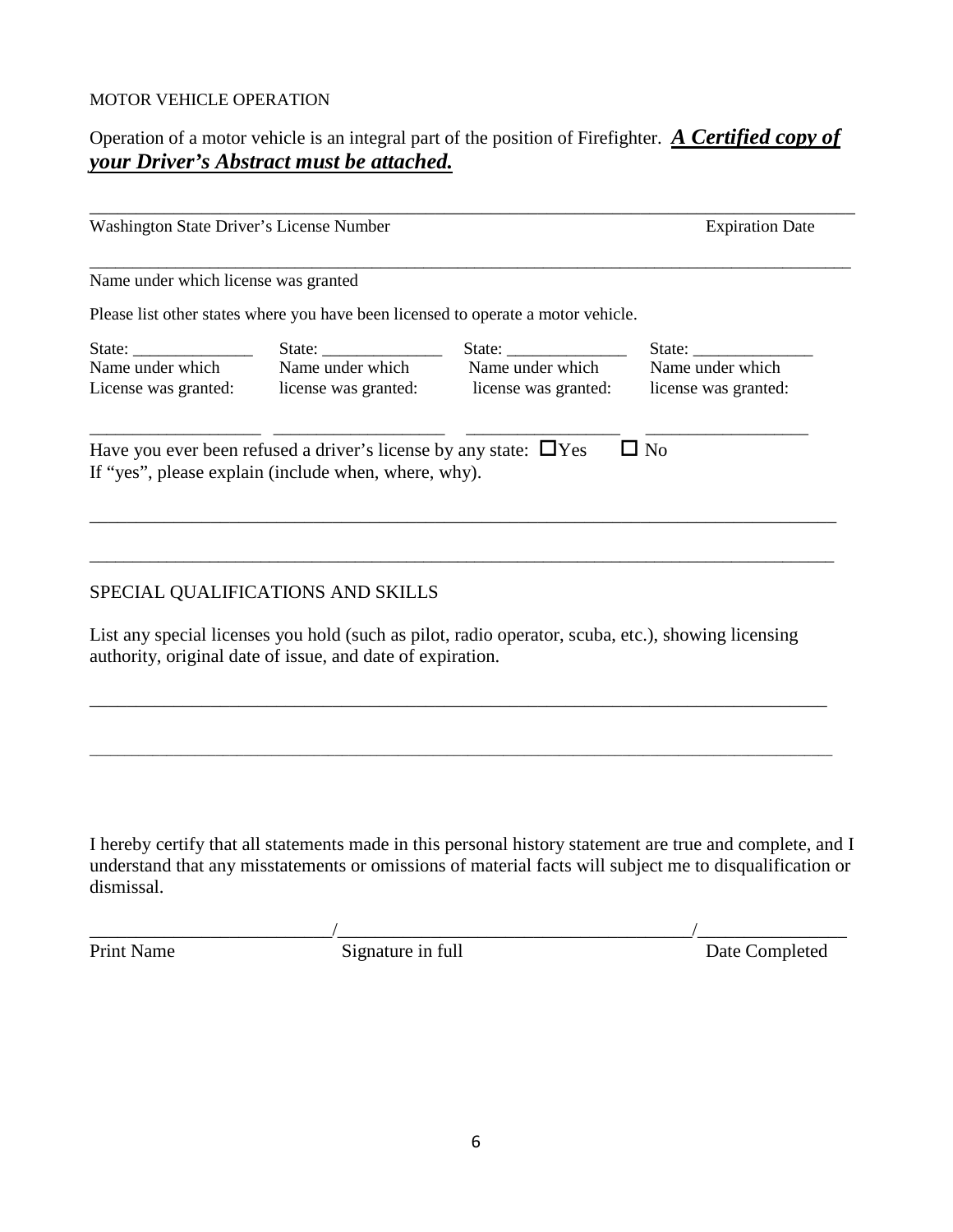MOTOR VEHICLE OPERATION

Operation of a motor vehicle is an integral part of the position of Firefighter. ***A Certified copy of your Driver's Abstract must be attached.***

_____________________________________________________________________________________

Washington State Driver's License Number                                                                 Expiration Date

_____________________________________________________________________________________

Name under which license was granted

Please list other states where you have been licensed to operate a motor vehicle.

| State: ______________ | State: ______________ | State: ______________ | State: ______________ |
|---|---|---|---|
| Name under which License was granted: | Name under which license was granted: | Name under which license was granted: | Name under which license was granted: |
| ___________________ | ___________________ | _________________ | __________________ |

Have you ever been refused a driver's license by any state: ☐ Yes    ☐ No

If "yes", please explain (include when, where, why).

_____________________________________________________________________________________

_____________________________________________________________________________________

SPECIAL QUALIFICATIONS AND SKILLS

List any special licenses you hold (such as pilot, radio operator, scuba, etc.), showing licensing authority, original date of issue, and date of expiration.

_____________________________________________________________________________________

_____________________________________________________________________________________

I hereby certify that all statements made in this personal history statement are true and complete, and I understand that any misstatements or omissions of material facts will subject me to disqualification or dismissal.

__________________________/______________________________________/_______________

Print Name                                   Signature in full                                                   Date Completed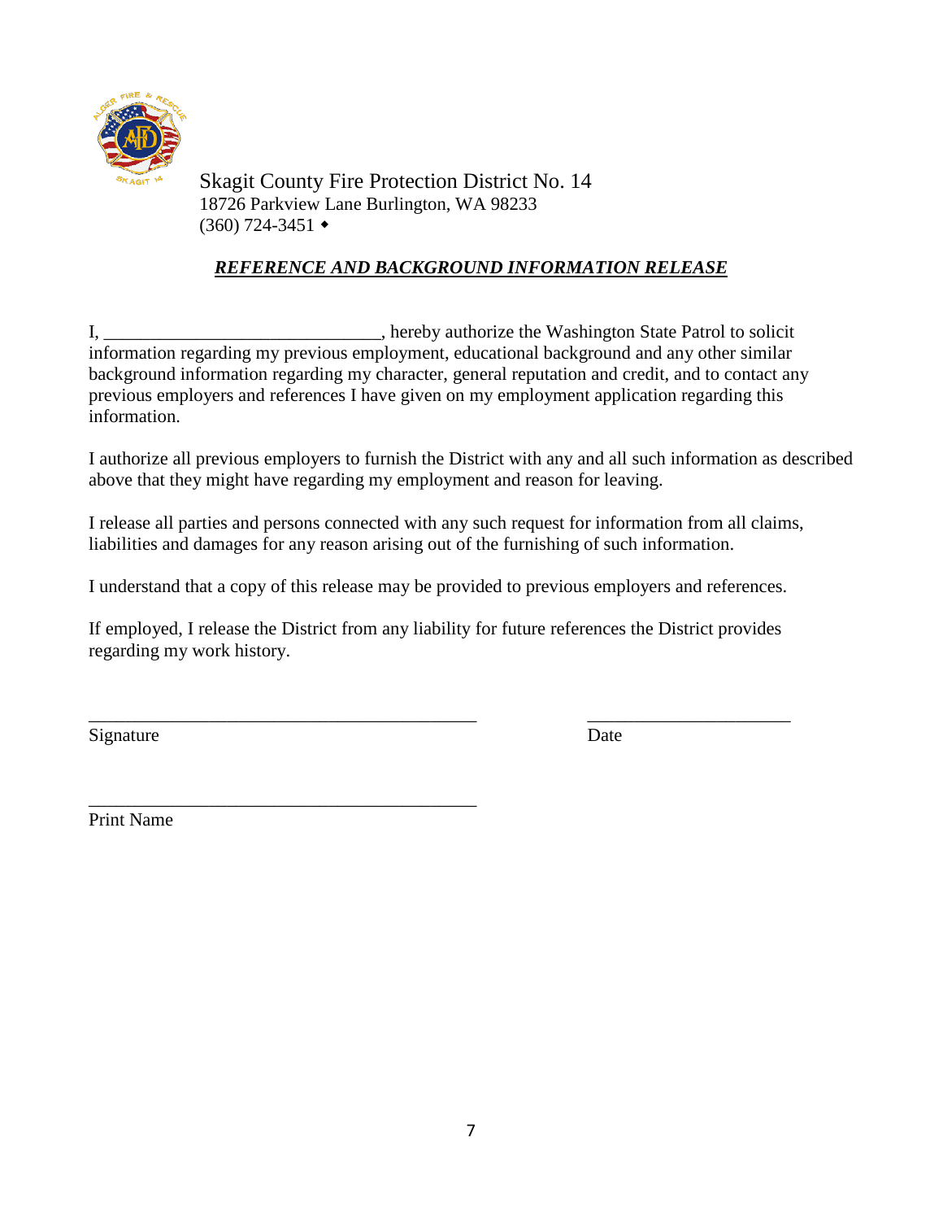Skagit County Fire Protection District No. 14
18726 Parkview Lane Burlington, WA 98233
(360) 724-3451 ◆

## ***REFERENCE AND BACKGROUND INFORMATION RELEASE***

I, ______________________________, hereby authorize the Washington State Patrol to solicit information regarding my previous employment, educational background and any other similar background information regarding my character, general reputation and credit, and to contact any previous employers and references I have given on my employment application regarding this information.

I authorize all previous employers to furnish the District with any and all such information as described above that they might have regarding my employment and reason for leaving.

I release all parties and persons connected with any such request for information from all claims, liabilities and damages for any reason arising out of the furnishing of such information.

I understand that a copy of this release may be provided to previous employers and references.

If employed, I release the District from any liability for future references the District provides regarding my work history.

___________________________________________ ______________________

Signature Date

___________________________________________

Print Name